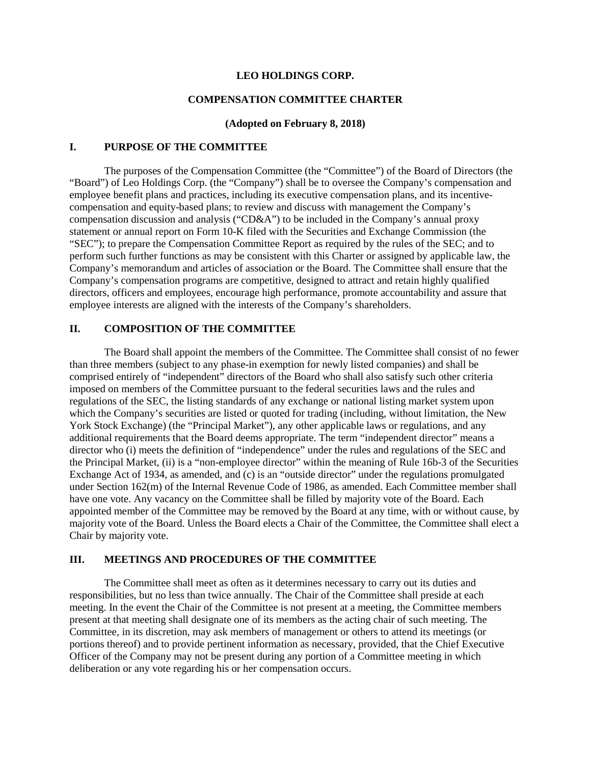# LEO HOLDINGS CORP.

## COMPENSATION COMMITTEE CHARTER

**(Adopted on February 8, 2018)**

## I. PURPOSE OF THE COMMITTEE

The purposes of the Compensation Committee (the "Committee") of the Board of Directors (the "Board") of Leo Holdings Corp. (the "Company") shall be to oversee the Company's compensation and employee benefit plans and practices, including its executive compensation plans, and its incentive-compensation and equity-based plans; to review and discuss with management the Company's compensation discussion and analysis ("CD&A") to be included in the Company's annual proxy statement or annual report on Form 10-K filed with the Securities and Exchange Commission (the "SEC"); to prepare the Compensation Committee Report as required by the rules of the SEC; and to perform such further functions as may be consistent with this Charter or assigned by applicable law, the Company's memorandum and articles of association or the Board. The Committee shall ensure that the Company's compensation programs are competitive, designed to attract and retain highly qualified directors, officers and employees, encourage high performance, promote accountability and assure that employee interests are aligned with the interests of the Company's shareholders.

## II. COMPOSITION OF THE COMMITTEE

The Board shall appoint the members of the Committee. The Committee shall consist of no fewer than three members (subject to any phase-in exemption for newly listed companies) and shall be comprised entirely of "independent" directors of the Board who shall also satisfy such other criteria imposed on members of the Committee pursuant to the federal securities laws and the rules and regulations of the SEC, the listing standards of any exchange or national listing market system upon which the Company's securities are listed or quoted for trading (including, without limitation, the New York Stock Exchange) (the "Principal Market"), any other applicable laws or regulations, and any additional requirements that the Board deems appropriate. The term "independent director" means a director who (i) meets the definition of "independence" under the rules and regulations of the SEC and the Principal Market, (ii) is a "non-employee director" within the meaning of Rule 16b-3 of the Securities Exchange Act of 1934, as amended, and (c) is an "outside director" under the regulations promulgated under Section 162(m) of the Internal Revenue Code of 1986, as amended. Each Committee member shall have one vote. Any vacancy on the Committee shall be filled by majority vote of the Board. Each appointed member of the Committee may be removed by the Board at any time, with or without cause, by majority vote of the Board. Unless the Board elects a Chair of the Committee, the Committee shall elect a Chair by majority vote.

## III. MEETINGS AND PROCEDURES OF THE COMMITTEE

The Committee shall meet as often as it determines necessary to carry out its duties and responsibilities, but no less than twice annually. The Chair of the Committee shall preside at each meeting. In the event the Chair of the Committee is not present at a meeting, the Committee members present at that meeting shall designate one of its members as the acting chair of such meeting. The Committee, in its discretion, may ask members of management or others to attend its meetings (or portions thereof) and to provide pertinent information as necessary, provided, that the Chief Executive Officer of the Company may not be present during any portion of a Committee meeting in which deliberation or any vote regarding his or her compensation occurs.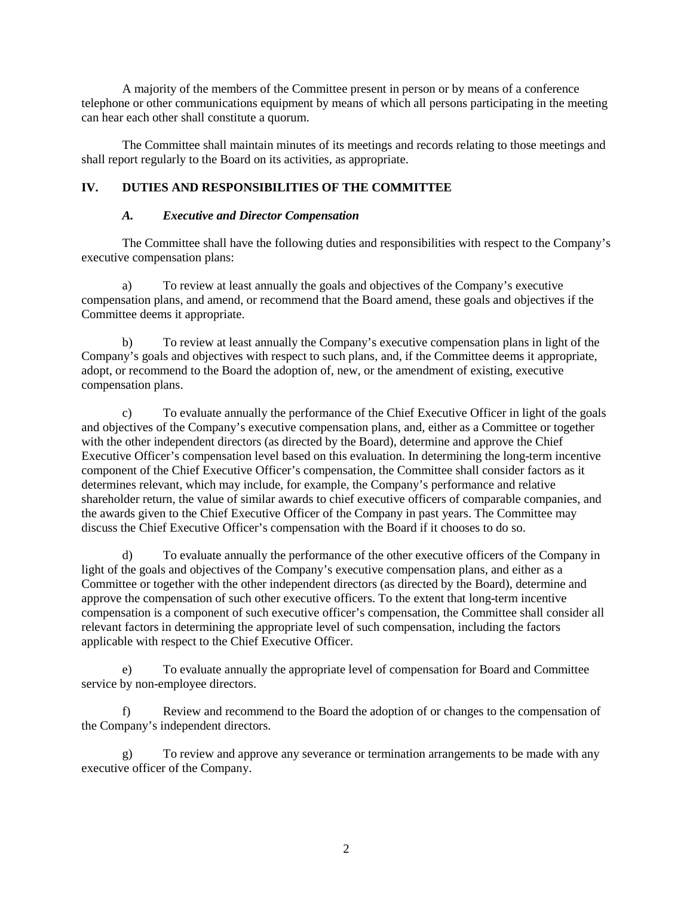A majority of the members of the Committee present in person or by means of a conference telephone or other communications equipment by means of which all persons participating in the meeting can hear each other shall constitute a quorum.

The Committee shall maintain minutes of its meetings and records relating to those meetings and shall report regularly to the Board on its activities, as appropriate.

## IV. DUTIES AND RESPONSIBILITIES OF THE COMMITTEE

### *A. Executive and Director Compensation*

The Committee shall have the following duties and responsibilities with respect to the Company's executive compensation plans:

a) To review at least annually the goals and objectives of the Company's executive compensation plans, and amend, or recommend that the Board amend, these goals and objectives if the Committee deems it appropriate.

b) To review at least annually the Company's executive compensation plans in light of the Company's goals and objectives with respect to such plans, and, if the Committee deems it appropriate, adopt, or recommend to the Board the adoption of, new, or the amendment of existing, executive compensation plans.

c) To evaluate annually the performance of the Chief Executive Officer in light of the goals and objectives of the Company's executive compensation plans, and, either as a Committee or together with the other independent directors (as directed by the Board), determine and approve the Chief Executive Officer's compensation level based on this evaluation. In determining the long-term incentive component of the Chief Executive Officer's compensation, the Committee shall consider factors as it determines relevant, which may include, for example, the Company's performance and relative shareholder return, the value of similar awards to chief executive officers of comparable companies, and the awards given to the Chief Executive Officer of the Company in past years. The Committee may discuss the Chief Executive Officer's compensation with the Board if it chooses to do so.

d) To evaluate annually the performance of the other executive officers of the Company in light of the goals and objectives of the Company's executive compensation plans, and either as a Committee or together with the other independent directors (as directed by the Board), determine and approve the compensation of such other executive officers. To the extent that long-term incentive compensation is a component of such executive officer's compensation, the Committee shall consider all relevant factors in determining the appropriate level of such compensation, including the factors applicable with respect to the Chief Executive Officer.

e) To evaluate annually the appropriate level of compensation for Board and Committee service by non-employee directors.

f) Review and recommend to the Board the adoption of or changes to the compensation of the Company's independent directors.

g) To review and approve any severance or termination arrangements to be made with any executive officer of the Company.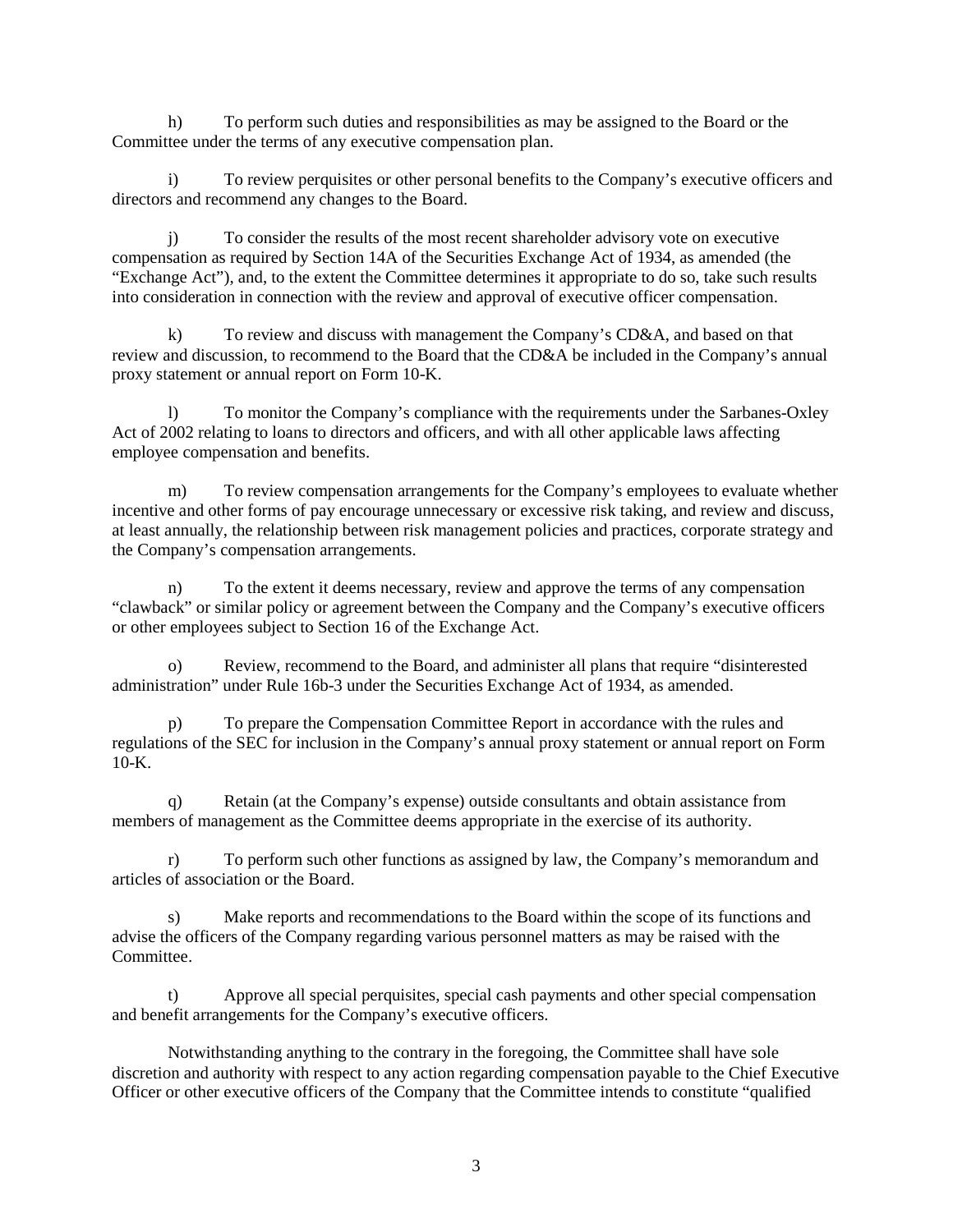h) To perform such duties and responsibilities as may be assigned to the Board or the Committee under the terms of any executive compensation plan.

i) To review perquisites or other personal benefits to the Company's executive officers and directors and recommend any changes to the Board.

j) To consider the results of the most recent shareholder advisory vote on executive compensation as required by Section 14A of the Securities Exchange Act of 1934, as amended (the "Exchange Act"), and, to the extent the Committee determines it appropriate to do so, take such results into consideration in connection with the review and approval of executive officer compensation.

k) To review and discuss with management the Company's CD&A, and based on that review and discussion, to recommend to the Board that the CD&A be included in the Company's annual proxy statement or annual report on Form 10-K.

l) To monitor the Company's compliance with the requirements under the Sarbanes-Oxley Act of 2002 relating to loans to directors and officers, and with all other applicable laws affecting employee compensation and benefits.

m) To review compensation arrangements for the Company's employees to evaluate whether incentive and other forms of pay encourage unnecessary or excessive risk taking, and review and discuss, at least annually, the relationship between risk management policies and practices, corporate strategy and the Company's compensation arrangements.

n) To the extent it deems necessary, review and approve the terms of any compensation "clawback" or similar policy or agreement between the Company and the Company's executive officers or other employees subject to Section 16 of the Exchange Act.

o) Review, recommend to the Board, and administer all plans that require "disinterested administration" under Rule 16b-3 under the Securities Exchange Act of 1934, as amended.

p) To prepare the Compensation Committee Report in accordance with the rules and regulations of the SEC for inclusion in the Company's annual proxy statement or annual report on Form 10-K.

q) Retain (at the Company's expense) outside consultants and obtain assistance from members of management as the Committee deems appropriate in the exercise of its authority.

r) To perform such other functions as assigned by law, the Company's memorandum and articles of association or the Board.

s) Make reports and recommendations to the Board within the scope of its functions and advise the officers of the Company regarding various personnel matters as may be raised with the Committee.

t) Approve all special perquisites, special cash payments and other special compensation and benefit arrangements for the Company's executive officers.

Notwithstanding anything to the contrary in the foregoing, the Committee shall have sole discretion and authority with respect to any action regarding compensation payable to the Chief Executive Officer or other executive officers of the Company that the Committee intends to constitute "qualified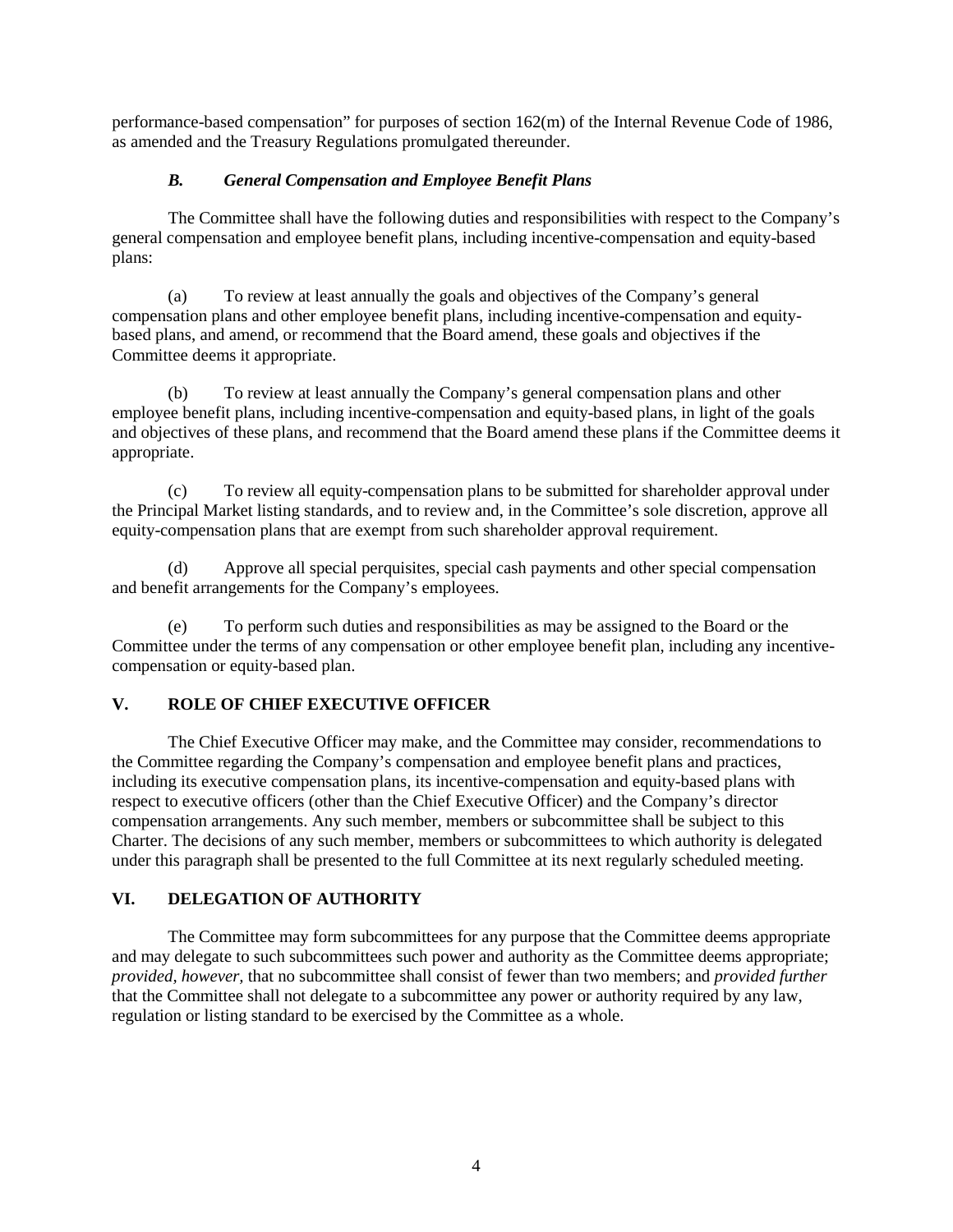performance-based compensation" for purposes of section 162(m) of the Internal Revenue Code of 1986, as amended and the Treasury Regulations promulgated thereunder.

### *B. General Compensation and Employee Benefit Plans*

The Committee shall have the following duties and responsibilities with respect to the Company's general compensation and employee benefit plans, including incentive-compensation and equity-based plans:

(a) To review at least annually the goals and objectives of the Company's general compensation plans and other employee benefit plans, including incentive-compensation and equity-based plans, and amend, or recommend that the Board amend, these goals and objectives if the Committee deems it appropriate.

(b) To review at least annually the Company's general compensation plans and other employee benefit plans, including incentive-compensation and equity-based plans, in light of the goals and objectives of these plans, and recommend that the Board amend these plans if the Committee deems it appropriate.

(c) To review all equity-compensation plans to be submitted for shareholder approval under the Principal Market listing standards, and to review and, in the Committee's sole discretion, approve all equity-compensation plans that are exempt from such shareholder approval requirement.

(d) Approve all special perquisites, special cash payments and other special compensation and benefit arrangements for the Company's employees.

(e) To perform such duties and responsibilities as may be assigned to the Board or the Committee under the terms of any compensation or other employee benefit plan, including any incentive-compensation or equity-based plan.

## V. ROLE OF CHIEF EXECUTIVE OFFICER

The Chief Executive Officer may make, and the Committee may consider, recommendations to the Committee regarding the Company's compensation and employee benefit plans and practices, including its executive compensation plans, its incentive-compensation and equity-based plans with respect to executive officers (other than the Chief Executive Officer) and the Company's director compensation arrangements. Any such member, members or subcommittee shall be subject to this Charter. The decisions of any such member, members or subcommittees to which authority is delegated under this paragraph shall be presented to the full Committee at its next regularly scheduled meeting.

## VI. DELEGATION OF AUTHORITY

The Committee may form subcommittees for any purpose that the Committee deems appropriate and may delegate to such subcommittees such power and authority as the Committee deems appropriate; *provided, however,* that no subcommittee shall consist of fewer than two members; and *provided further* that the Committee shall not delegate to a subcommittee any power or authority required by any law, regulation or listing standard to be exercised by the Committee as a whole.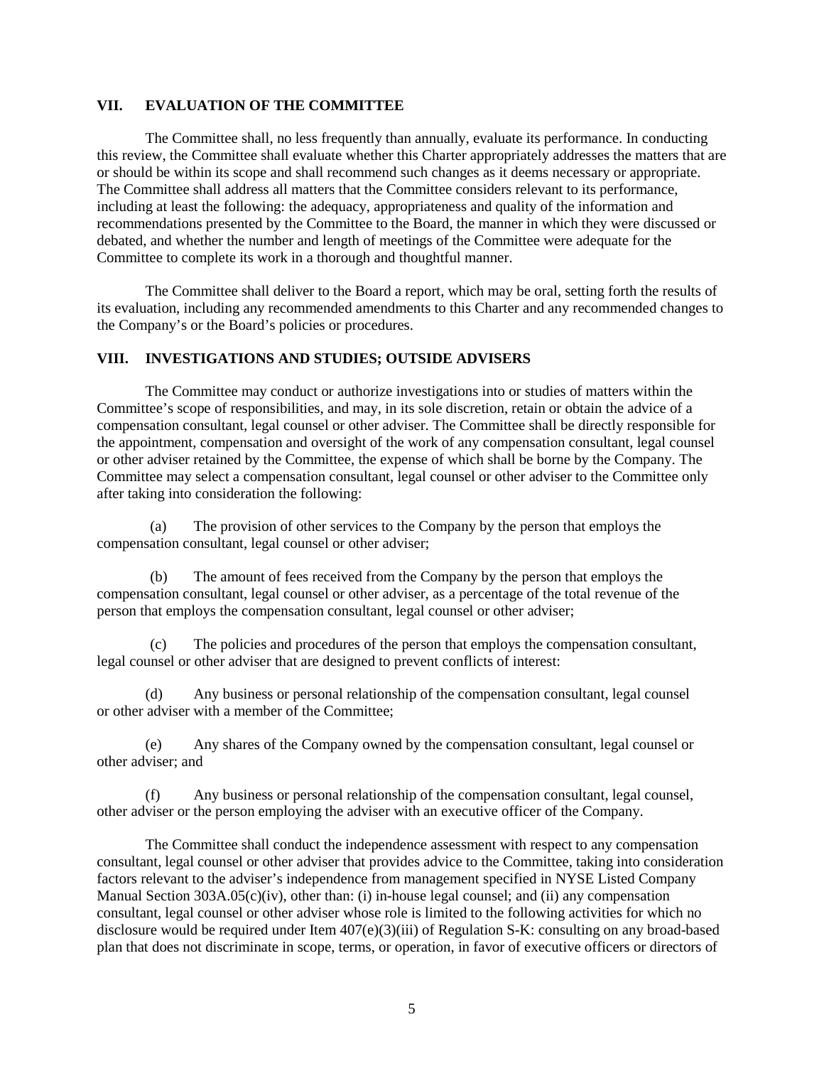## VII. EVALUATION OF THE COMMITTEE

The Committee shall, no less frequently than annually, evaluate its performance. In conducting this review, the Committee shall evaluate whether this Charter appropriately addresses the matters that are or should be within its scope and shall recommend such changes as it deems necessary or appropriate. The Committee shall address all matters that the Committee considers relevant to its performance, including at least the following: the adequacy, appropriateness and quality of the information and recommendations presented by the Committee to the Board, the manner in which they were discussed or debated, and whether the number and length of meetings of the Committee were adequate for the Committee to complete its work in a thorough and thoughtful manner.

The Committee shall deliver to the Board a report, which may be oral, setting forth the results of its evaluation, including any recommended amendments to this Charter and any recommended changes to the Company's or the Board's policies or procedures.

## VIII. INVESTIGATIONS AND STUDIES; OUTSIDE ADVISERS

The Committee may conduct or authorize investigations into or studies of matters within the Committee's scope of responsibilities, and may, in its sole discretion, retain or obtain the advice of a compensation consultant, legal counsel or other adviser. The Committee shall be directly responsible for the appointment, compensation and oversight of the work of any compensation consultant, legal counsel or other adviser retained by the Committee, the expense of which shall be borne by the Company. The Committee may select a compensation consultant, legal counsel or other adviser to the Committee only after taking into consideration the following:

(a) The provision of other services to the Company by the person that employs the compensation consultant, legal counsel or other adviser;

(b) The amount of fees received from the Company by the person that employs the compensation consultant, legal counsel or other adviser, as a percentage of the total revenue of the person that employs the compensation consultant, legal counsel or other adviser;

(c) The policies and procedures of the person that employs the compensation consultant, legal counsel or other adviser that are designed to prevent conflicts of interest:

(d) Any business or personal relationship of the compensation consultant, legal counsel or other adviser with a member of the Committee;

(e) Any shares of the Company owned by the compensation consultant, legal counsel or other adviser; and

(f) Any business or personal relationship of the compensation consultant, legal counsel, other adviser or the person employing the adviser with an executive officer of the Company.

The Committee shall conduct the independence assessment with respect to any compensation consultant, legal counsel or other adviser that provides advice to the Committee, taking into consideration factors relevant to the adviser's independence from management specified in NYSE Listed Company Manual Section 303A.05(c)(iv), other than: (i) in-house legal counsel; and (ii) any compensation consultant, legal counsel or other adviser whose role is limited to the following activities for which no disclosure would be required under Item 407(e)(3)(iii) of Regulation S-K: consulting on any broad-based plan that does not discriminate in scope, terms, or operation, in favor of executive officers or directors of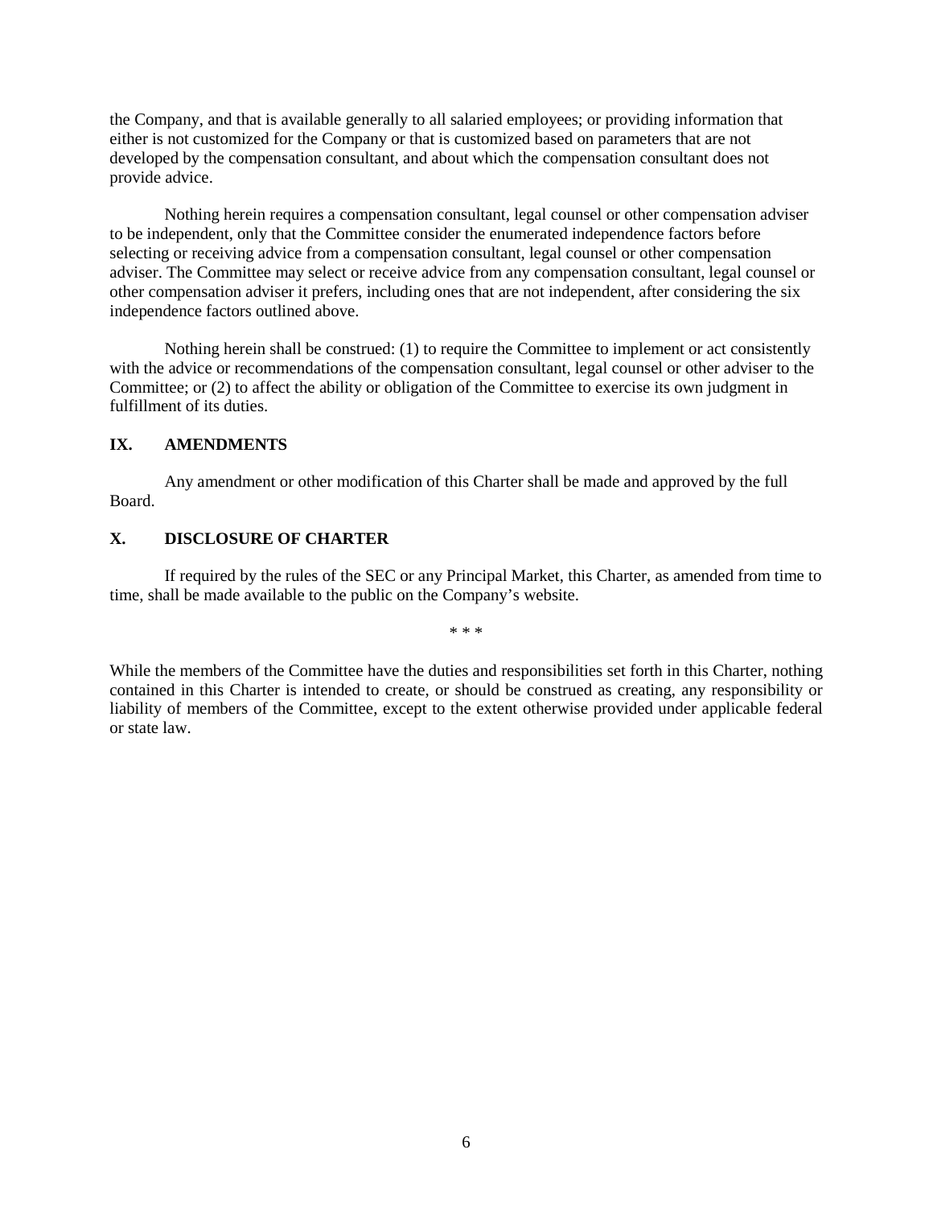the Company, and that is available generally to all salaried employees; or providing information that either is not customized for the Company or that is customized based on parameters that are not developed by the compensation consultant, and about which the compensation consultant does not provide advice.

Nothing herein requires a compensation consultant, legal counsel or other compensation adviser to be independent, only that the Committee consider the enumerated independence factors before selecting or receiving advice from a compensation consultant, legal counsel or other compensation adviser. The Committee may select or receive advice from any compensation consultant, legal counsel or other compensation adviser it prefers, including ones that are not independent, after considering the six independence factors outlined above.

Nothing herein shall be construed: (1) to require the Committee to implement or act consistently with the advice or recommendations of the compensation consultant, legal counsel or other adviser to the Committee; or (2) to affect the ability or obligation of the Committee to exercise its own judgment in fulfillment of its duties.

## IX. AMENDMENTS

Any amendment or other modification of this Charter shall be made and approved by the full Board.

## X. DISCLOSURE OF CHARTER

If required by the rules of the SEC or any Principal Market, this Charter, as amended from time to time, shall be made available to the public on the Company's website.

* * *

While the members of the Committee have the duties and responsibilities set forth in this Charter, nothing contained in this Charter is intended to create, or should be construed as creating, any responsibility or liability of members of the Committee, except to the extent otherwise provided under applicable federal or state law.